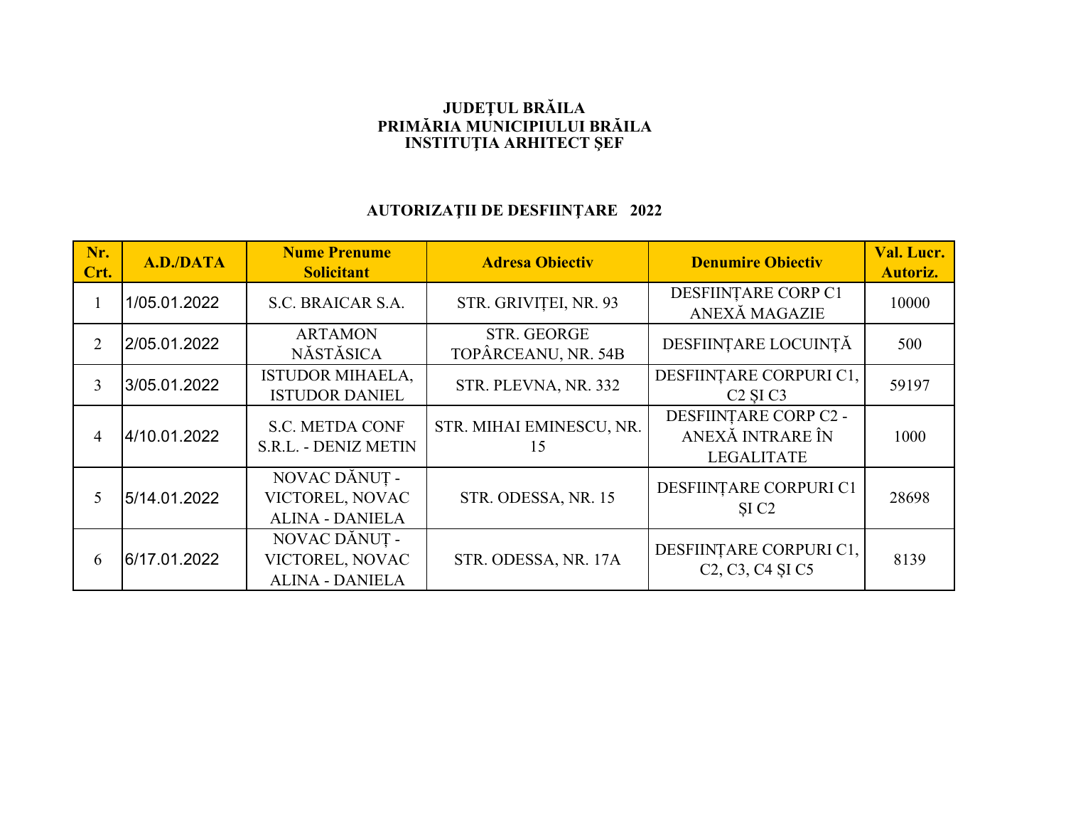**JUDEȚUL BRĂILA**
**PRIMĂRIA MUNICIPIULUI BRĂILA**
**INSTITUȚIA ARHITECT ȘEF**

## AUTORIZAȚII DE DESFIINȚARE 2022

| Nr. Crt. | A.D./DATA | Nume Prenume Solicitant | Adresa Obiectiv | Denumire Obiectiv | Val. Lucr. Autoriz. |
|---|---|---|---|---|---|
| 1 | 1/05.01.2022 | S.C. BRAICAR S.A. | STR. GRIVIȚEI, NR. 93 | DESFIINȚARE CORP C1 ANEXĂ MAGAZIE | 10000 |
| 2 | 2/05.01.2022 | ARTAMON NĂSTĂSICA | STR. GEORGE TOPÂRCEANU, NR. 54B | DESFIINȚARE LOCUINȚĂ | 500 |
| 3 | 3/05.01.2022 | ISTUDOR MIHAELA, ISTUDOR DANIEL | STR. PLEVNA, NR. 332 | DESFIINȚARE CORPURI C1, C2 ȘI C3 | 59197 |
| 4 | 4/10.01.2022 | S.C. METDA CONF S.R.L. - DENIZ METIN | STR. MIHAI EMINESCU, NR. 15 | DESFIINȚARE CORP C2 - ANEXĂ INTRARE ÎN LEGALITATE | 1000 |
| 5 | 5/14.01.2022 | NOVAC DĂNUȚ - VICTOREL, NOVAC ALINA - DANIELA | STR. ODESSA, NR. 15 | DESFIINȚARE CORPURI C1 ȘI C2 | 28698 |
| 6 | 6/17.01.2022 | NOVAC DĂNUȚ - VICTOREL, NOVAC ALINA - DANIELA | STR. ODESSA, NR. 17A | DESFIINȚARE CORPURI C1, C2, C3, C4 ȘI C5 | 8139 |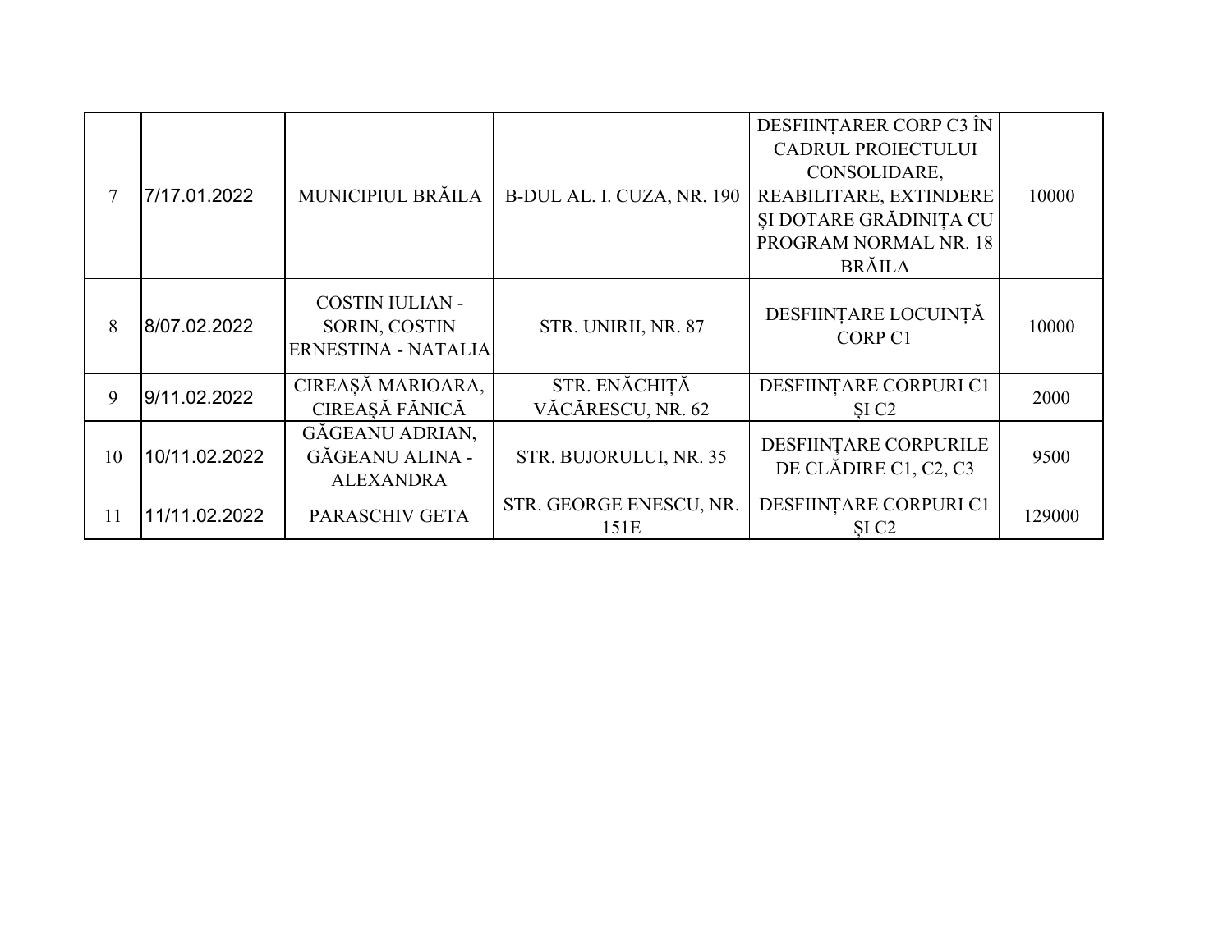| | | | | | |
|---|---|---|---|---|---|
| 7 | 7/17.01.2022 | MUNICIPIUL BRĂILA | B-DUL AL. I. CUZA, NR. 190 | DESFIINȚARER CORP C3 ÎN CADRUL PROIECTULUI CONSOLIDARE, REABILITARE, EXTINDERE ȘI DOTARE GRĂDINIȚA CU PROGRAM NORMAL NR. 18 BRĂILA | 10000 |
| 8 | 8/07.02.2022 | COSTIN IULIAN - SORIN, COSTIN ERNESTINA - NATALIA | STR. UNIRII, NR. 87 | DESFIINȚARE LOCUINȚĂ CORP C1 | 10000 |
| 9 | 9/11.02.2022 | CIREAȘĂ MARIOARA, CIREAȘĂ FĂNICĂ | STR. ENĂCHIȚĂ VĂCĂRESCU, NR. 62 | DESFIINȚARE CORPURI C1 ȘI C2 | 2000 |
| 10 | 10/11.02.2022 | GĂGEANU ADRIAN, GĂGEANU ALINA - ALEXANDRA | STR. BUJORULUI, NR. 35 | DESFIINȚARE CORPURILE DE CLĂDIRE C1, C2, C3 | 9500 |
| 11 | 11/11.02.2022 | PARASCHIV GETA | STR. GEORGE ENESCU, NR. 151E | DESFIINȚARE CORPURI C1 ȘI C2 | 129000 |